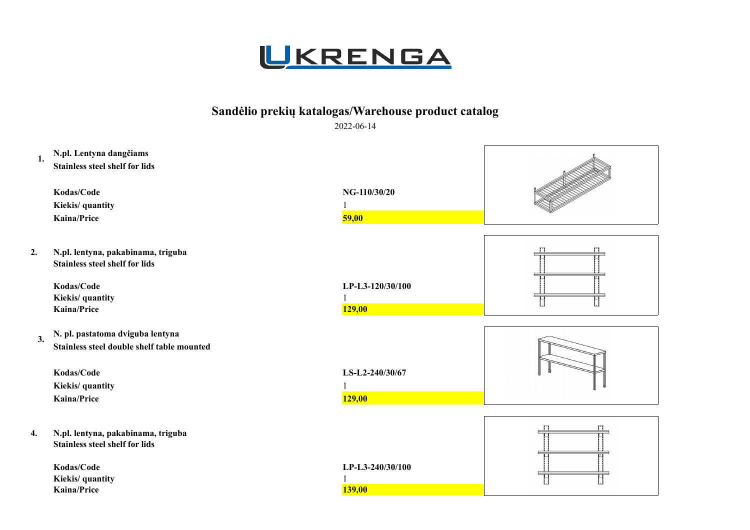# UKRENGA

## Sandėlio prekių katalogas/Warehouse product catalog

2022-06-14

**1. N.pl. Lentyna dangčiams**
**Stainless steel shelf for lids**

| | |
|---|---|
| **Kodas/Code** | **NG-110/30/20** |
| **Kiekis/ quantity** | 1 |
| **Kaina/Price** | **59,00** |

**2. N.pl. lentyna, pakabinama, triguba**
**Stainless steel shelf for lids**

| | |
|---|---|
| **Kodas/Code** | **LP-L3-120/30/100** |
| **Kiekis/ quantity** | 1 |
| **Kaina/Price** | **129,00** |

**3. N. pl. pastatoma dviguba lentyna**
**Stainless steel double shelf table mounted**

| | |
|---|---|
| **Kodas/Code** | **LS-L2-240/30/67** |
| **Kiekis/ quantity** | 1 |
| **Kaina/Price** | **129,00** |

**4. N.pl. lentyna, pakabinama, triguba**
**Stainless steel shelf for lids**

| | |
|---|---|
| **Kodas/Code** | **LP-L3-240/30/100** |
| **Kiekis/ quantity** | 1 |
| **Kaina/Price** | **139,00** |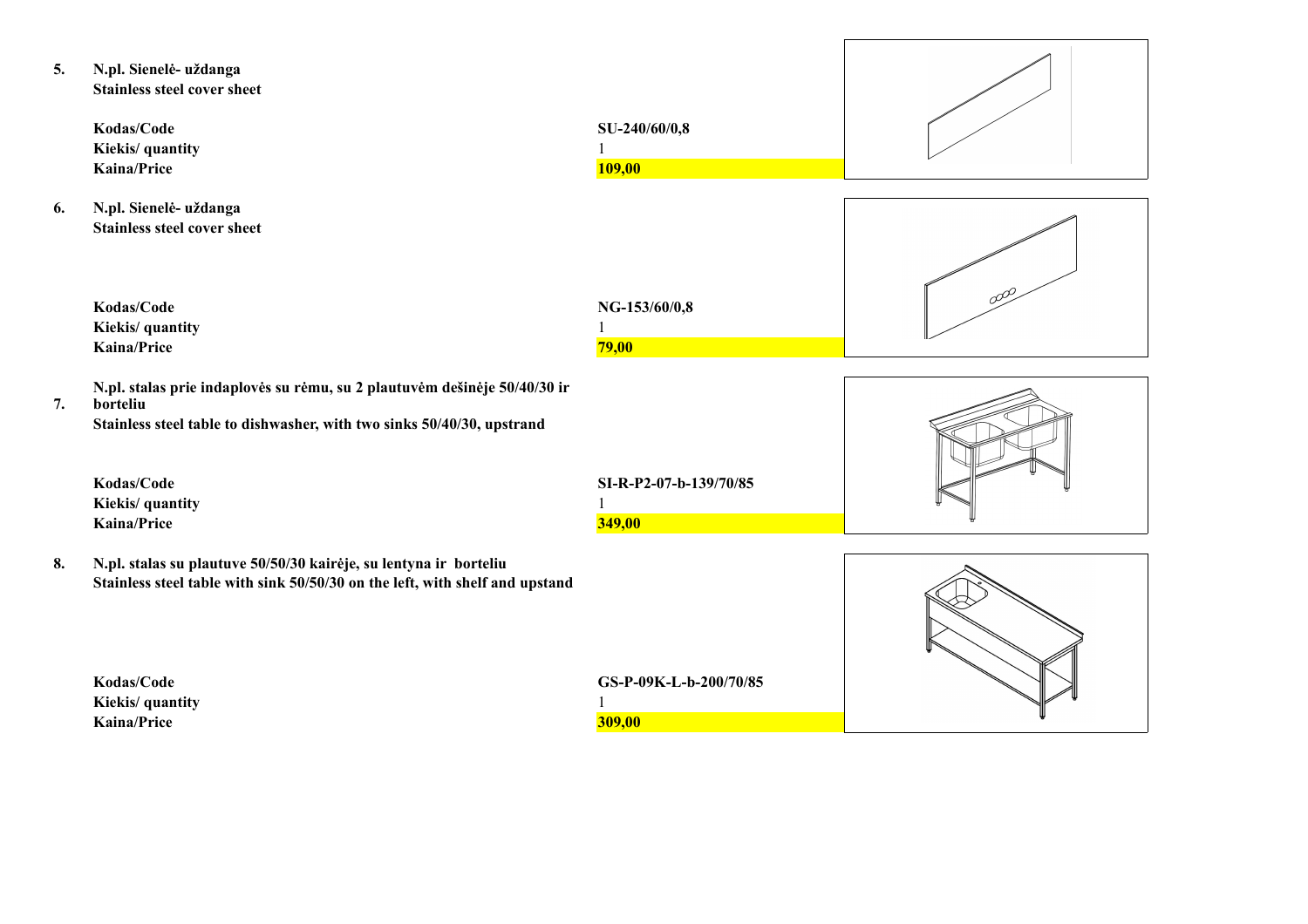**5. N.pl. Sienelė- uždanga**
**Stainless steel cover sheet**

| | |
|---|---|
| **Kodas/Code** | **SU-240/60/0,8** |
| **Kiekis/ quantity** | 1 |
| **Kaina/Price** | **109,00** |

**6. N.pl. Sienelė- uždanga**
**Stainless steel cover sheet**

| | |
|---|---|
| **Kodas/Code** | **NG-153/60/0,8** |
| **Kiekis/ quantity** | 1 |
| **Kaina/Price** | **79,00** |

**7. N.pl. stalas prie indaplovės su rėmu, su 2 plautuvėm dešinėje 50/40/30 ir borteliu**
**Stainless steel table to dishwasher, with two sinks 50/40/30, upstrand**

| | |
|---|---|
| **Kodas/Code** | **SI-R-P2-07-b-139/70/85** |
| **Kiekis/ quantity** | 1 |
| **Kaina/Price** | **349,00** |

**8. N.pl. stalas su plautuve 50/50/30 kairėje, su lentyna ir borteliu**
**Stainless steel table with sink 50/50/30 on the left, with shelf and upstand**

| | |
|---|---|
| **Kodas/Code** | **GS-P-09K-L-b-200/70/85** |
| **Kiekis/ quantity** | 1 |
| **Kaina/Price** | **309,00** |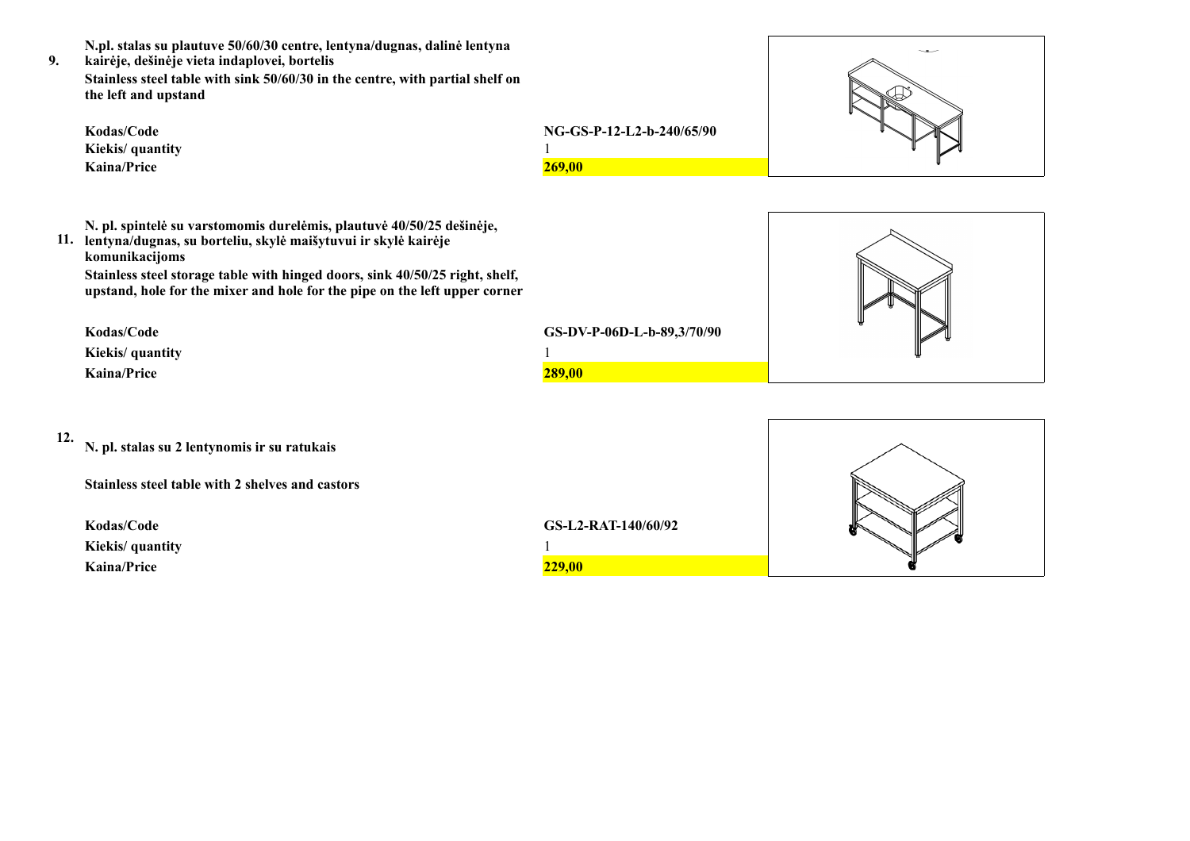**9.** **N.pl. stalas su plautuve 50/60/30 centre, lentyna/dugnas, dalinė lentyna kairėje, dešinėje vieta indaplovei, bortelis**

**Stainless steel table with sink 50/60/30 in the centre, with partial shelf on the left and upstand**

| | |
|---|---|
| **Kodas/Code** | **NG-GS-P-12-L2-b-240/65/90** |
| **Kiekis/ quantity** | 1 |
| **Kaina/Price** | **269,00** |

**11.** **N. pl. spintelė su varstomomis durelėmis, plautuvė 40/50/25 dešinėje, lentyna/dugnas, su borteliu, skylė maišytuvui ir skylė kairėje komunikacijoms**

**Stainless steel storage table with hinged doors, sink 40/50/25 right, shelf, upstand, hole for the mixer and hole for the pipe on the left upper corner**

| | |
|---|---|
| **Kodas/Code** | **GS-DV-P-06D-L-b-89,3/70/90** |
| **Kiekis/ quantity** | 1 |
| **Kaina/Price** | **289,00** |

**12.** **N. pl. stalas su 2 lentynomis ir su ratukais**

**Stainless steel table with 2 shelves and castors**

| | |
|---|---|
| **Kodas/Code** | **GS-L2-RAT-140/60/92** |
| **Kiekis/ quantity** | 1 |
| **Kaina/Price** | **229,00** |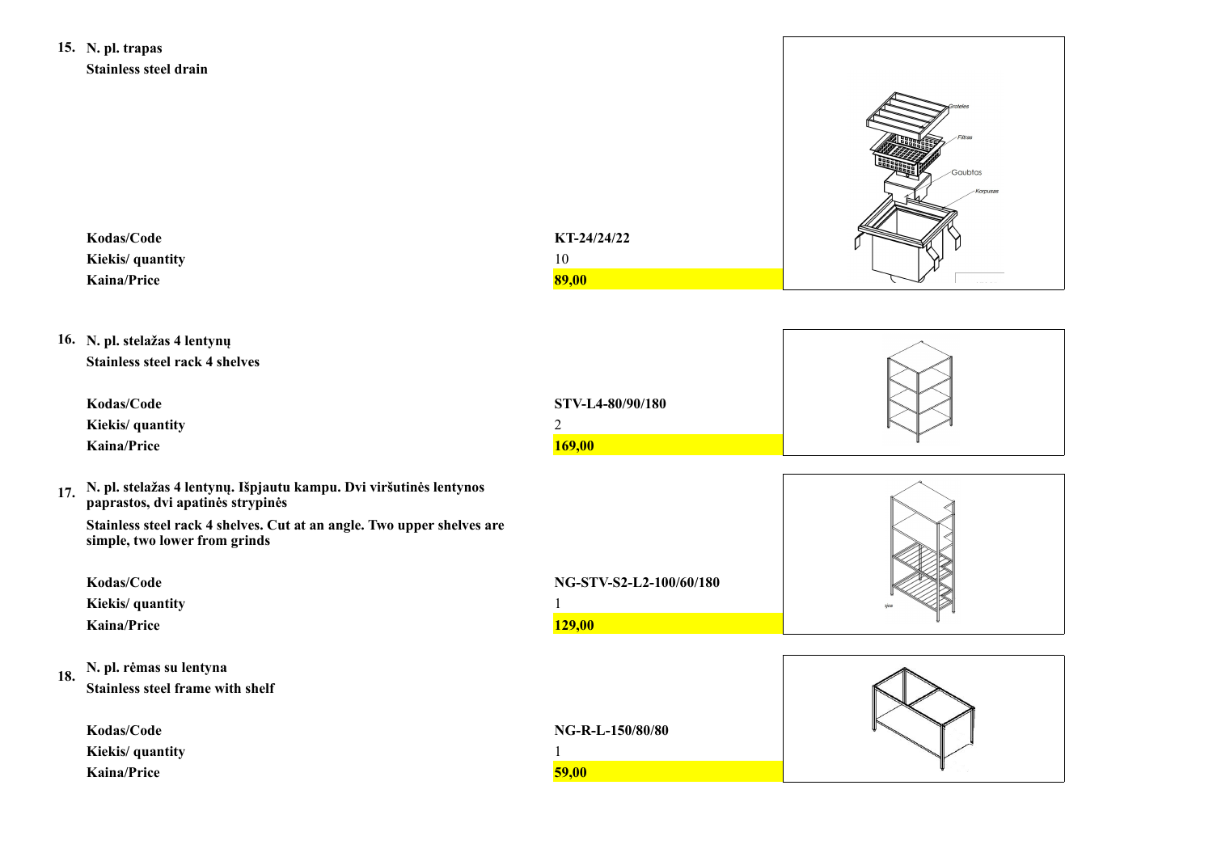**15. N. pl. trapas**
**Stainless steel drain**

| | |
|---|---|
| **Kodas/Code** | **KT-24/24/22** |
| **Kiekis/ quantity** | 10 |
| **Kaina/Price** | **89,00** |

**16. N. pl. stelažas 4 lentynų**
**Stainless steel rack 4 shelves**

| | |
|---|---|
| **Kodas/Code** | **STV-L4-80/90/180** |
| **Kiekis/ quantity** | 2 |
| **Kaina/Price** | **169,00** |

**17. N. pl. stelažas 4 lentynų. Išpjautu kampu. Dvi viršutinės lentynos paprastos, dvi apatinės strypinės**
**Stainless steel rack 4 shelves. Cut at an angle. Two upper shelves are simple, two lower from grinds**

| | |
|---|---|
| **Kodas/Code** | **NG-STV-S2-L2-100/60/180** |
| **Kiekis/ quantity** | 1 |
| **Kaina/Price** | **129,00** |

**18. N. pl. rėmas su lentyna**
**Stainless steel frame with shelf**

| | |
|---|---|
| **Kodas/Code** | **NG-R-L-150/80/80** |
| **Kiekis/ quantity** | 1 |
| **Kaina/Price** | **59,00** |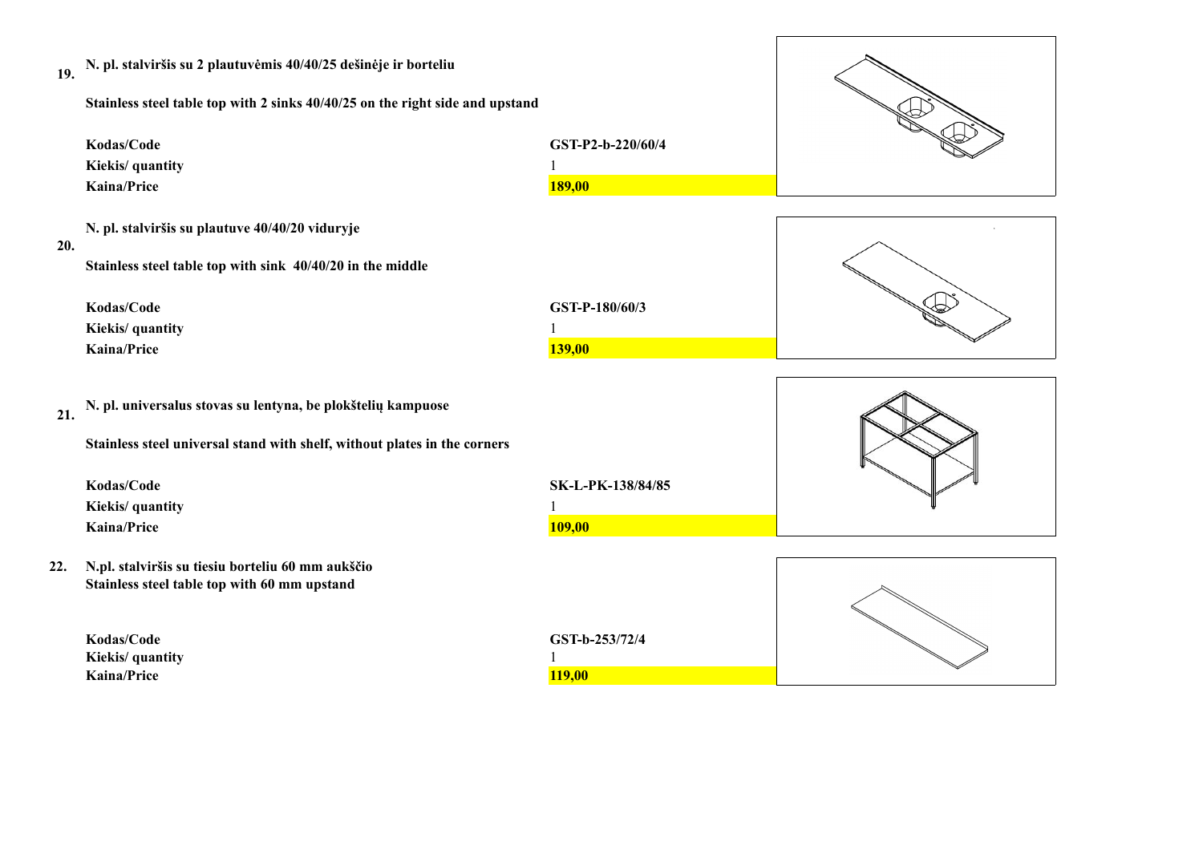**19.** **N. pl. stalviršis su 2 plautuvėmis 40/40/25 dešinėje ir borteliu**

**Stainless steel table top with 2 sinks 40/40/25 on the right side and upstand**

| | |
|---|---|
| **Kodas/Code** | **GST-P2-b-220/60/4** |
| **Kiekis/ quantity** | 1 |
| **Kaina/Price** | **189,00** |

**20.** **N. pl. stalviršis su plautuve 40/40/20 viduryje**

**Stainless steel table top with sink 40/40/20 in the middle**

| | |
|---|---|
| **Kodas/Code** | **GST-P-180/60/3** |
| **Kiekis/ quantity** | 1 |
| **Kaina/Price** | **139,00** |

**21.** **N. pl. universalus stovas su lentyna, be plokštelių kampuose**

**Stainless steel universal stand with shelf, without plates in the corners**

| | |
|---|---|
| **Kodas/Code** | **SK-L-PK-138/84/85** |
| **Kiekis/ quantity** | 1 |
| **Kaina/Price** | **109,00** |

**22.** **N.pl. stalviršis su tiesiu borteliu 60 mm aukščio**
**Stainless steel table top with 60 mm upstand**

| | |
|---|---|
| **Kodas/Code** | **GST-b-253/72/4** |
| **Kiekis/ quantity** | 1 |
| **Kaina/Price** | **119,00** |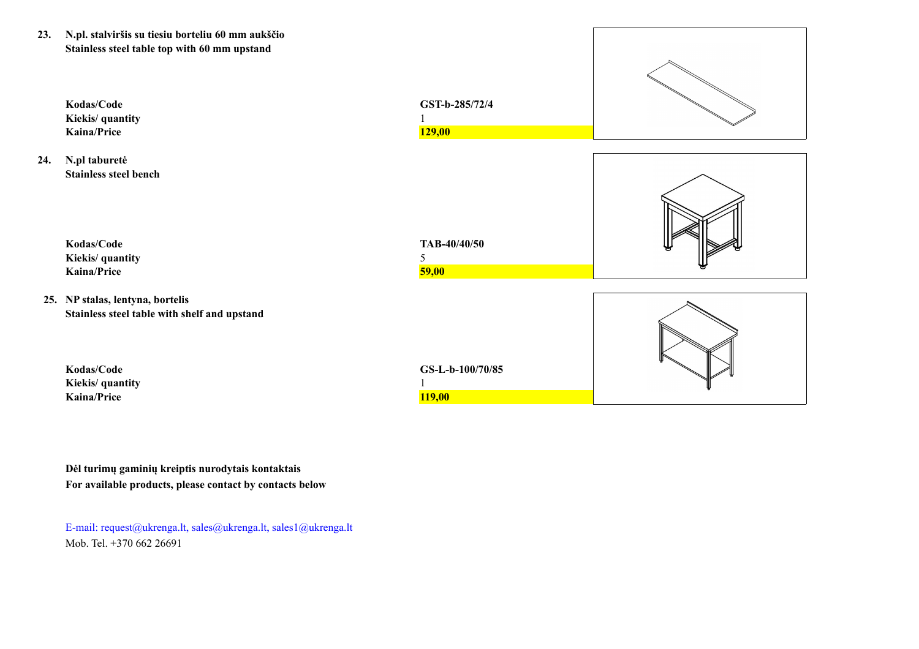**23. N.pl. stalviršis su tiesiu borteliu 60 mm aukščio**
**Stainless steel table top with 60 mm upstand**

| | |
|---|---|
| **Kodas/Code** | **GST-b-285/72/4** |
| **Kiekis/ quantity** | 1 |
| **Kaina/Price** | **129,00** |

**24. N.pl taburetė**
**Stainless steel bench**

| | |
|---|---|
| **Kodas/Code** | **TAB-40/40/50** |
| **Kiekis/ quantity** | 5 |
| **Kaina/Price** | **59,00** |

**25. NP stalas, lentyna, bortelis**
**Stainless steel table with shelf and upstand**

| | |
|---|---|
| **Kodas/Code** | **GS-L-b-100/70/85** |
| **Kiekis/ quantity** | 1 |
| **Kaina/Price** | **119,00** |

**Dėl turimų gaminių kreiptis nurodytais kontaktais**
**For available products, please contact by contacts below**

E-mail: request@ukrenga.lt, sales@ukrenga.lt, sales1@ukrenga.lt
Mob. Tel. +370 662 26691